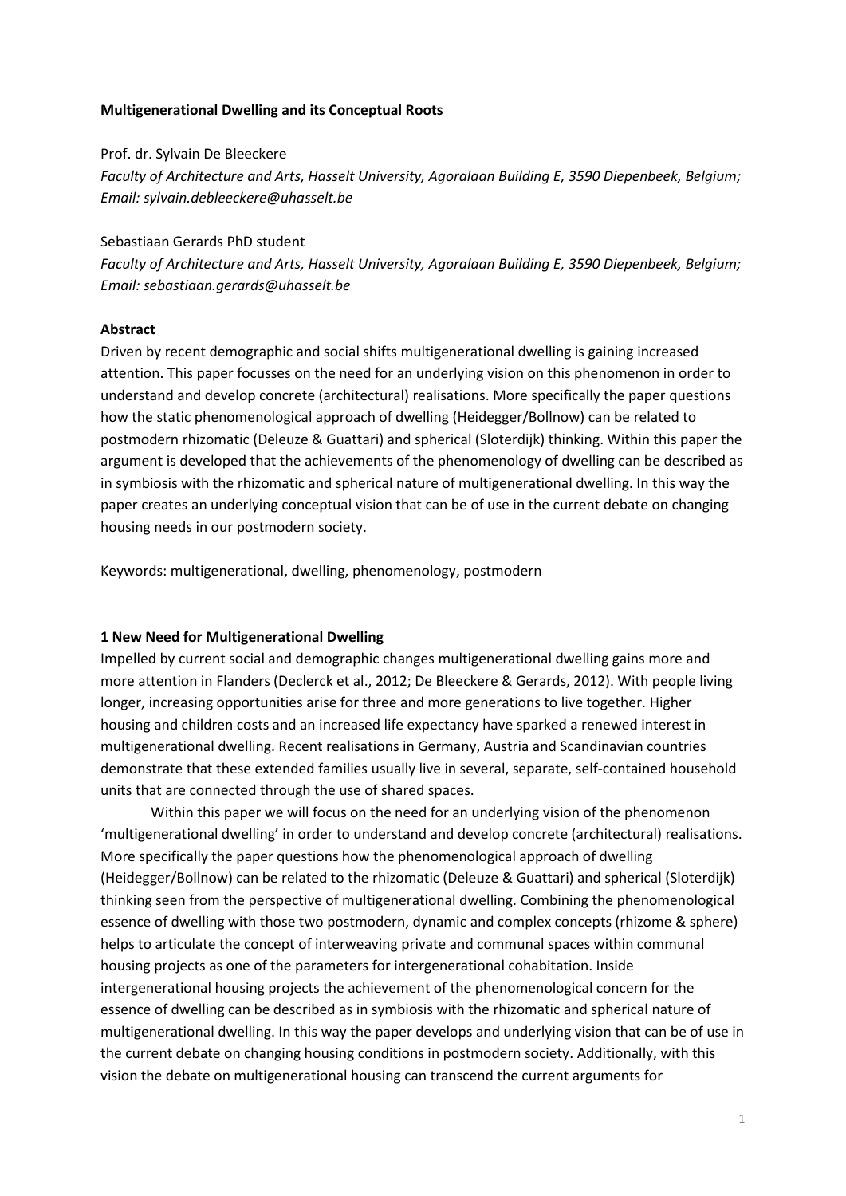**Multigenerational Dwelling and its Conceptual Roots**

Prof. dr. Sylvain De Bleeckere

*Faculty of Architecture and Arts, Hasselt University, Agoralaan Building E, 3590 Diepenbeek, Belgium; Email: sylvain.debleeckere@uhasselt.be*

Sebastiaan Gerards PhD student

*Faculty of Architecture and Arts, Hasselt University, Agoralaan Building E, 3590 Diepenbeek, Belgium; Email: sebastiaan.gerards@uhasselt.be*

**Abstract**

Driven by recent demographic and social shifts multigenerational dwelling is gaining increased attention. This paper focusses on the need for an underlying vision on this phenomenon in order to understand and develop concrete (architectural) realisations. More specifically the paper questions how the static phenomenological approach of dwelling (Heidegger/Bollnow) can be related to postmodern rhizomatic (Deleuze & Guattari) and spherical (Sloterdijk) thinking. Within this paper the argument is developed that the achievements of the phenomenology of dwelling can be described as in symbiosis with the rhizomatic and spherical nature of multigenerational dwelling. In this way the paper creates an underlying conceptual vision that can be of use in the current debate on changing housing needs in our postmodern society.

Keywords: multigenerational, dwelling, phenomenology, postmodern

**1 New Need for Multigenerational Dwelling**

Impelled by current social and demographic changes multigenerational dwelling gains more and more attention in Flanders (Declerck et al., 2012; De Bleeckere & Gerards, 2012). With people living longer, increasing opportunities arise for three and more generations to live together. Higher housing and children costs and an increased life expectancy have sparked a renewed interest in multigenerational dwelling. Recent realisations in Germany, Austria and Scandinavian countries demonstrate that these extended families usually live in several, separate, self-contained household units that are connected through the use of shared spaces.

Within this paper we will focus on the need for an underlying vision of the phenomenon 'multigenerational dwelling' in order to understand and develop concrete (architectural) realisations. More specifically the paper questions how the phenomenological approach of dwelling (Heidegger/Bollnow) can be related to the rhizomatic (Deleuze & Guattari) and spherical (Sloterdijk) thinking seen from the perspective of multigenerational dwelling. Combining the phenomenological essence of dwelling with those two postmodern, dynamic and complex concepts (rhizome & sphere) helps to articulate the concept of interweaving private and communal spaces within communal housing projects as one of the parameters for intergenerational cohabitation. Inside intergenerational housing projects the achievement of the phenomenological concern for the essence of dwelling can be described as in symbiosis with the rhizomatic and spherical nature of multigenerational dwelling. In this way the paper develops and underlying vision that can be of use in the current debate on changing housing conditions in postmodern society. Additionally, with this vision the debate on multigenerational housing can transcend the current arguments for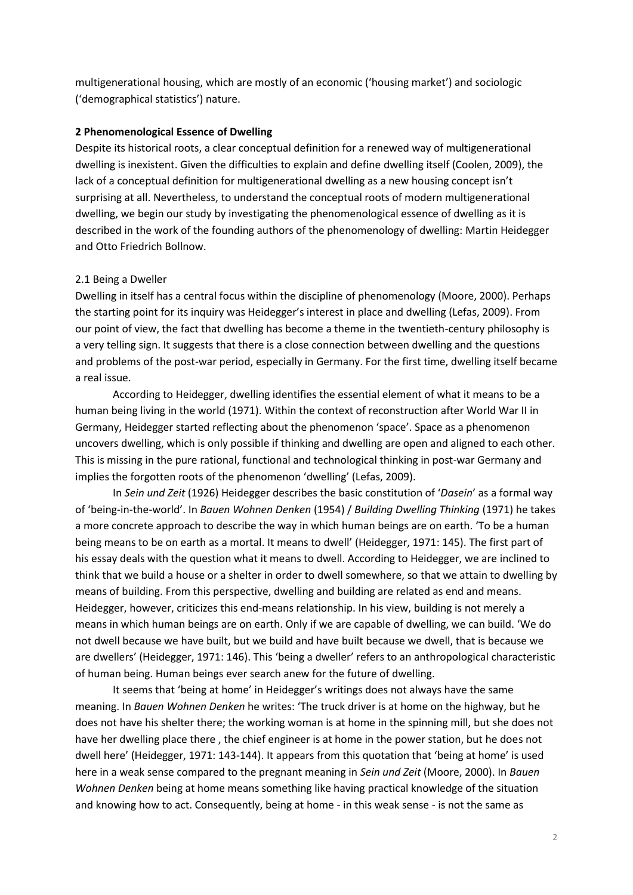multigenerational housing, which are mostly of an economic ('housing market') and sociologic ('demographical statistics') nature.

## 2 Phenomenological Essence of Dwelling

Despite its historical roots, a clear conceptual definition for a renewed way of multigenerational dwelling is inexistent. Given the difficulties to explain and define dwelling itself (Coolen, 2009), the lack of a conceptual definition for multigenerational dwelling as a new housing concept isn't surprising at all. Nevertheless, to understand the conceptual roots of modern multigenerational dwelling, we begin our study by investigating the phenomenological essence of dwelling as it is described in the work of the founding authors of the phenomenology of dwelling: Martin Heidegger and Otto Friedrich Bollnow.

### 2.1 Being a Dweller

Dwelling in itself has a central focus within the discipline of phenomenology (Moore, 2000). Perhaps the starting point for its inquiry was Heidegger's interest in place and dwelling (Lefas, 2009). From our point of view, the fact that dwelling has become a theme in the twentieth-century philosophy is a very telling sign. It suggests that there is a close connection between dwelling and the questions and problems of the post-war period, especially in Germany. For the first time, dwelling itself became a real issue.

According to Heidegger, dwelling identifies the essential element of what it means to be a human being living in the world (1971). Within the context of reconstruction after World War II in Germany, Heidegger started reflecting about the phenomenon 'space'. Space as a phenomenon uncovers dwelling, which is only possible if thinking and dwelling are open and aligned to each other. This is missing in the pure rational, functional and technological thinking in post-war Germany and implies the forgotten roots of the phenomenon 'dwelling' (Lefas, 2009).

In *Sein und Zeit* (1926) Heidegger describes the basic constitution of '*Dasein*' as a formal way of 'being-in-the-world'. In *Bauen Wohnen Denken* (1954) / *Building Dwelling Thinking* (1971) he takes a more concrete approach to describe the way in which human beings are on earth. 'To be a human being means to be on earth as a mortal. It means to dwell' (Heidegger, 1971: 145). The first part of his essay deals with the question what it means to dwell. According to Heidegger, we are inclined to think that we build a house or a shelter in order to dwell somewhere, so that we attain to dwelling by means of building. From this perspective, dwelling and building are related as end and means. Heidegger, however, criticizes this end-means relationship. In his view, building is not merely a means in which human beings are on earth. Only if we are capable of dwelling, we can build. 'We do not dwell because we have built, but we build and have built because we dwell, that is because we are dwellers' (Heidegger, 1971: 146). This 'being a dweller' refers to an anthropological characteristic of human being. Human beings ever search anew for the future of dwelling.

It seems that 'being at home' in Heidegger's writings does not always have the same meaning. In *Bauen Wohnen Denken* he writes: 'The truck driver is at home on the highway, but he does not have his shelter there; the working woman is at home in the spinning mill, but she does not have her dwelling place there , the chief engineer is at home in the power station, but he does not dwell here' (Heidegger, 1971: 143-144). It appears from this quotation that 'being at home' is used here in a weak sense compared to the pregnant meaning in *Sein und Zeit* (Moore, 2000). In *Bauen Wohnen Denken* being at home means something like having practical knowledge of the situation and knowing how to act. Consequently, being at home - in this weak sense - is not the same as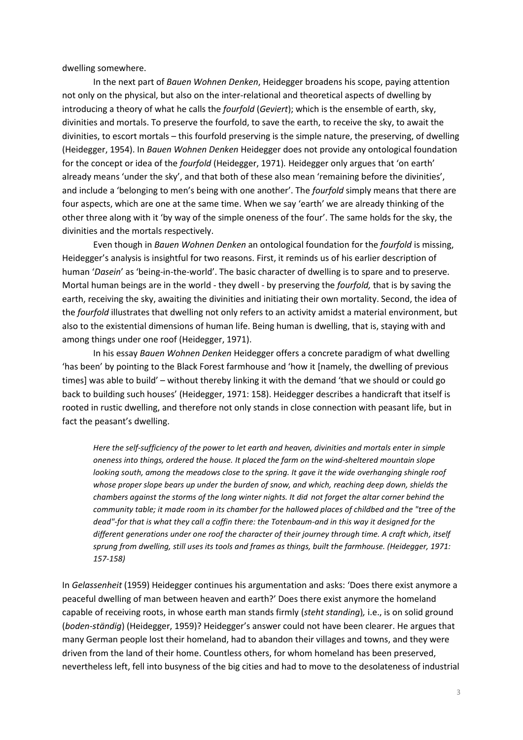dwelling somewhere.

In the next part of *Bauen Wohnen Denken*, Heidegger broadens his scope, paying attention not only on the physical, but also on the inter-relational and theoretical aspects of dwelling by introducing a theory of what he calls the *fourfold* (*Geviert*); which is the ensemble of earth, sky, divinities and mortals. To preserve the fourfold, to save the earth, to receive the sky, to await the divinities, to escort mortals – this fourfold preserving is the simple nature, the preserving, of dwelling (Heidegger, 1954). In *Bauen Wohnen Denken* Heidegger does not provide any ontological foundation for the concept or idea of the *fourfold* (Heidegger, 1971). Heidegger only argues that 'on earth' already means 'under the sky', and that both of these also mean 'remaining before the divinities', and include a 'belonging to men's being with one another'. The *fourfold* simply means that there are four aspects, which are one at the same time. When we say 'earth' we are already thinking of the other three along with it 'by way of the simple oneness of the four'. The same holds for the sky, the divinities and the mortals respectively.

Even though in *Bauen Wohnen Denken* an ontological foundation for the *fourfold* is missing, Heidegger's analysis is insightful for two reasons. First, it reminds us of his earlier description of human '*Dasein*' as 'being-in-the-world'. The basic character of dwelling is to spare and to preserve. Mortal human beings are in the world - they dwell - by preserving the *fourfold,* that is by saving the earth, receiving the sky, awaiting the divinities and initiating their own mortality. Second, the idea of the *fourfold* illustrates that dwelling not only refers to an activity amidst a material environment, but also to the existential dimensions of human life. Being human is dwelling, that is, staying with and among things under one roof (Heidegger, 1971).

In his essay *Bauen Wohnen Denken* Heidegger offers a concrete paradigm of what dwelling 'has been' by pointing to the Black Forest farmhouse and 'how it [namely, the dwelling of previous times] was able to build' – without thereby linking it with the demand 'that we should or could go back to building such houses' (Heidegger, 1971: 158). Heidegger describes a handicraft that itself is rooted in rustic dwelling, and therefore not only stands in close connection with peasant life, but in fact the peasant's dwelling.

> *Here the self-sufficiency of the power to let earth and heaven, divinities and mortals enter in simple oneness into things, ordered the house. It placed the farm on the wind-sheltered mountain slope looking south, among the meadows close to the spring. It gave it the wide overhanging shingle roof whose proper slope bears up under the burden of snow, and which, reaching deep down, shields the chambers against the storms of the long winter nights. It did not forget the altar corner behind the community table; it made room in its chamber for the hallowed places of childbed and the "tree of the dead"-for that is what they call a coffin there: the Totenbaum-and in this way it designed for the different generations under one roof the character of their journey through time. A craft which, itself sprung from dwelling, still uses its tools and frames as things, built the farmhouse. (Heidegger, 1971: 157-158)*

In *Gelassenheit* (1959) Heidegger continues his argumentation and asks: 'Does there exist anymore a peaceful dwelling of man between heaven and earth?' Does there exist anymore the homeland capable of receiving roots, in whose earth man stands firmly (*steht standing*), i.e., is on solid ground (*boden-ständig*) (Heidegger, 1959)? Heidegger's answer could not have been clearer. He argues that many German people lost their homeland, had to abandon their villages and towns, and they were driven from the land of their home. Countless others, for whom homeland has been preserved, nevertheless left, fell into busyness of the big cities and had to move to the desolateness of industrial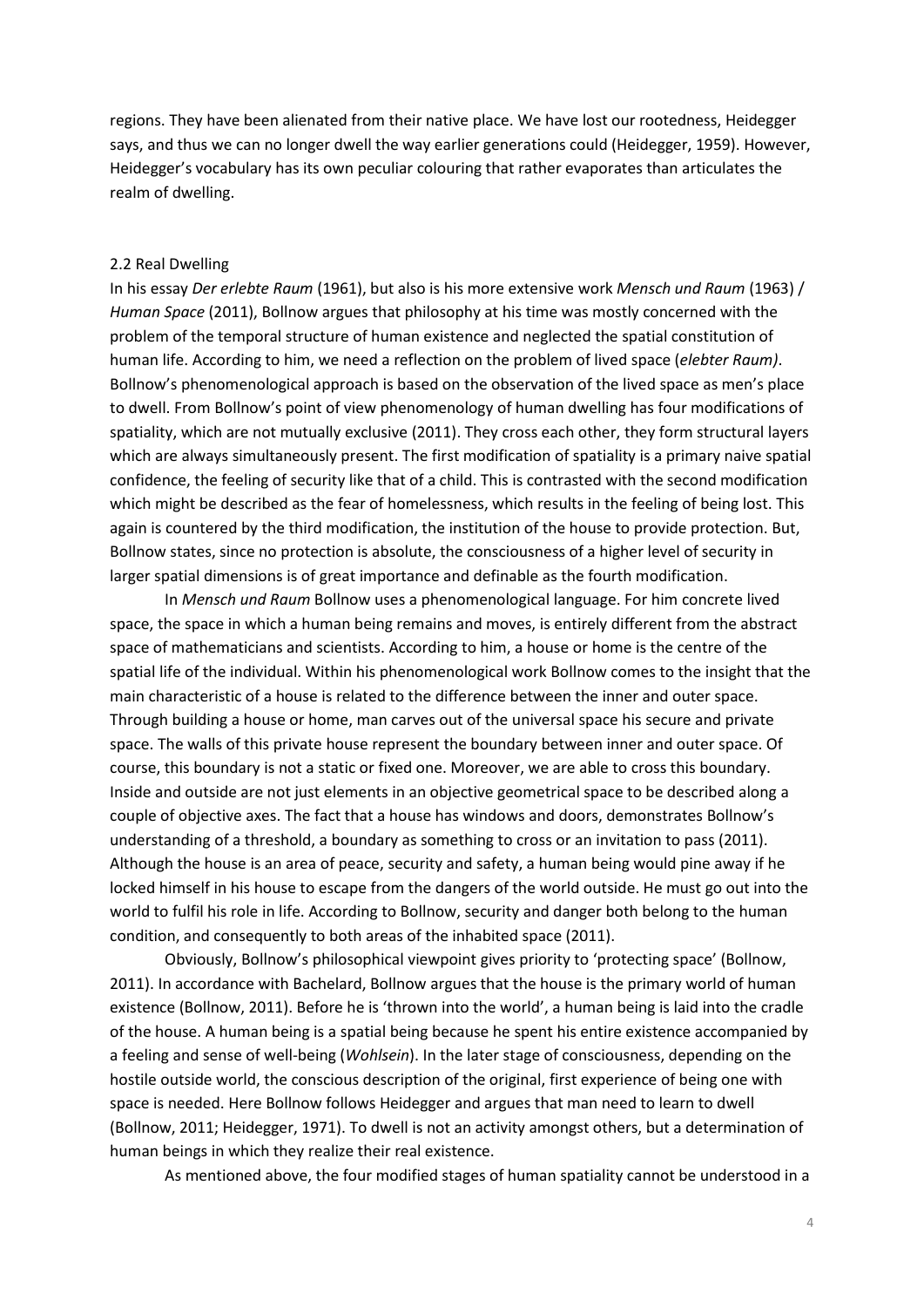regions. They have been alienated from their native place. We have lost our rootedness, Heidegger says, and thus we can no longer dwell the way earlier generations could (Heidegger, 1959). However, Heidegger's vocabulary has its own peculiar colouring that rather evaporates than articulates the realm of dwelling.

## 2.2 Real Dwelling

In his essay *Der erlebte Raum* (1961), but also is his more extensive work *Mensch und Raum* (1963) / *Human Space* (2011), Bollnow argues that philosophy at his time was mostly concerned with the problem of the temporal structure of human existence and neglected the spatial constitution of human life. According to him, we need a reflection on the problem of lived space (*elebter Raum)*. Bollnow's phenomenological approach is based on the observation of the lived space as men's place to dwell. From Bollnow's point of view phenomenology of human dwelling has four modifications of spatiality, which are not mutually exclusive (2011). They cross each other, they form structural layers which are always simultaneously present. The first modification of spatiality is a primary naive spatial confidence, the feeling of security like that of a child. This is contrasted with the second modification which might be described as the fear of homelessness, which results in the feeling of being lost. This again is countered by the third modification, the institution of the house to provide protection. But, Bollnow states, since no protection is absolute, the consciousness of a higher level of security in larger spatial dimensions is of great importance and definable as the fourth modification.

In *Mensch und Raum* Bollnow uses a phenomenological language. For him concrete lived space, the space in which a human being remains and moves, is entirely different from the abstract space of mathematicians and scientists. According to him, a house or home is the centre of the spatial life of the individual. Within his phenomenological work Bollnow comes to the insight that the main characteristic of a house is related to the difference between the inner and outer space. Through building a house or home, man carves out of the universal space his secure and private space. The walls of this private house represent the boundary between inner and outer space. Of course, this boundary is not a static or fixed one. Moreover, we are able to cross this boundary. Inside and outside are not just elements in an objective geometrical space to be described along a couple of objective axes. The fact that a house has windows and doors, demonstrates Bollnow's understanding of a threshold, a boundary as something to cross or an invitation to pass (2011). Although the house is an area of peace, security and safety, a human being would pine away if he locked himself in his house to escape from the dangers of the world outside. He must go out into the world to fulfil his role in life. According to Bollnow, security and danger both belong to the human condition, and consequently to both areas of the inhabited space (2011).

Obviously, Bollnow's philosophical viewpoint gives priority to 'protecting space' (Bollnow, 2011). In accordance with Bachelard, Bollnow argues that the house is the primary world of human existence (Bollnow, 2011). Before he is 'thrown into the world', a human being is laid into the cradle of the house. A human being is a spatial being because he spent his entire existence accompanied by a feeling and sense of well-being (*Wohlsein*). In the later stage of consciousness, depending on the hostile outside world, the conscious description of the original, first experience of being one with space is needed. Here Bollnow follows Heidegger and argues that man need to learn to dwell (Bollnow, 2011; Heidegger, 1971). To dwell is not an activity amongst others, but a determination of human beings in which they realize their real existence.

As mentioned above, the four modified stages of human spatiality cannot be understood in a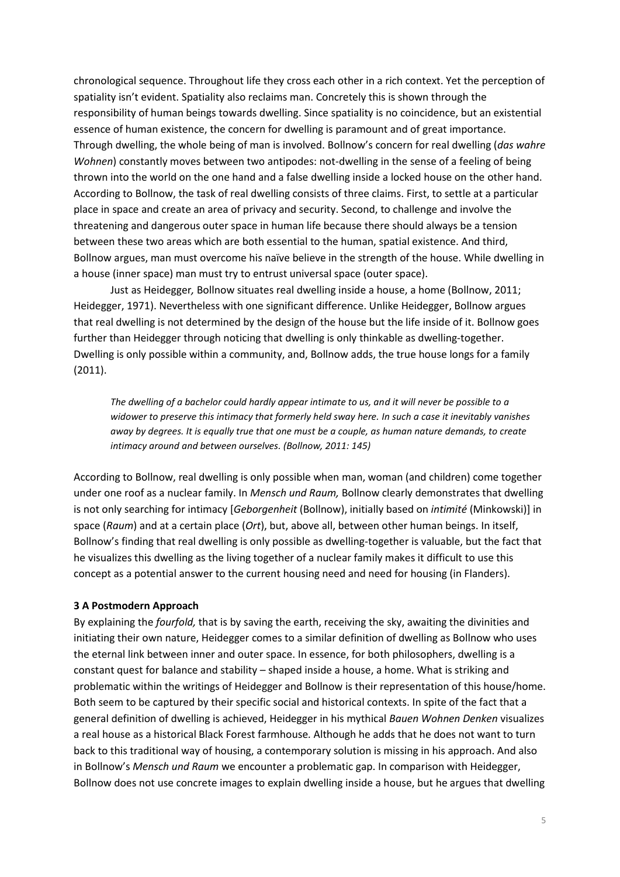chronological sequence. Throughout life they cross each other in a rich context. Yet the perception of spatiality isn't evident. Spatiality also reclaims man. Concretely this is shown through the responsibility of human beings towards dwelling. Since spatiality is no coincidence, but an existential essence of human existence, the concern for dwelling is paramount and of great importance. Through dwelling, the whole being of man is involved. Bollnow's concern for real dwelling (*das wahre Wohnen*) constantly moves between two antipodes: not-dwelling in the sense of a feeling of being thrown into the world on the one hand and a false dwelling inside a locked house on the other hand. According to Bollnow, the task of real dwelling consists of three claims. First, to settle at a particular place in space and create an area of privacy and security. Second, to challenge and involve the threatening and dangerous outer space in human life because there should always be a tension between these two areas which are both essential to the human, spatial existence. And third, Bollnow argues, man must overcome his naïve believe in the strength of the house. While dwelling in a house (inner space) man must try to entrust universal space (outer space).

Just as Heidegger*,* Bollnow situates real dwelling inside a house, a home (Bollnow, 2011; Heidegger, 1971). Nevertheless with one significant difference. Unlike Heidegger, Bollnow argues that real dwelling is not determined by the design of the house but the life inside of it. Bollnow goes further than Heidegger through noticing that dwelling is only thinkable as dwelling-together. Dwelling is only possible within a community, and, Bollnow adds, the true house longs for a family (2011).

> *The dwelling of a bachelor could hardly appear intimate to us, and it will never be possible to a widower to preserve this intimacy that formerly held sway here. In such a case it inevitably vanishes away by degrees. It is equally true that one must be a couple, as human nature demands, to create intimacy around and between ourselves. (Bollnow, 2011: 145)*

According to Bollnow, real dwelling is only possible when man, woman (and children) come together under one roof as a nuclear family. In *Mensch und Raum,* Bollnow clearly demonstrates that dwelling is not only searching for intimacy [*Geborgenheit* (Bollnow), initially based on *intimité* (Minkowski)] in space (*Raum*) and at a certain place (*Ort*), but, above all, between other human beings. In itself, Bollnow's finding that real dwelling is only possible as dwelling-together is valuable, but the fact that he visualizes this dwelling as the living together of a nuclear family makes it difficult to use this concept as a potential answer to the current housing need and need for housing (in Flanders).

### 3 A Postmodern Approach

By explaining the *fourfold,* that is by saving the earth, receiving the sky, awaiting the divinities and initiating their own nature, Heidegger comes to a similar definition of dwelling as Bollnow who uses the eternal link between inner and outer space. In essence, for both philosophers, dwelling is a constant quest for balance and stability – shaped inside a house, a home. What is striking and problematic within the writings of Heidegger and Bollnow is their representation of this house/home. Both seem to be captured by their specific social and historical contexts. In spite of the fact that a general definition of dwelling is achieved, Heidegger in his mythical *Bauen Wohnen Denken* visualizes a real house as a historical Black Forest farmhouse. Although he adds that he does not want to turn back to this traditional way of housing, a contemporary solution is missing in his approach. And also in Bollnow's *Mensch und Raum* we encounter a problematic gap. In comparison with Heidegger, Bollnow does not use concrete images to explain dwelling inside a house, but he argues that dwelling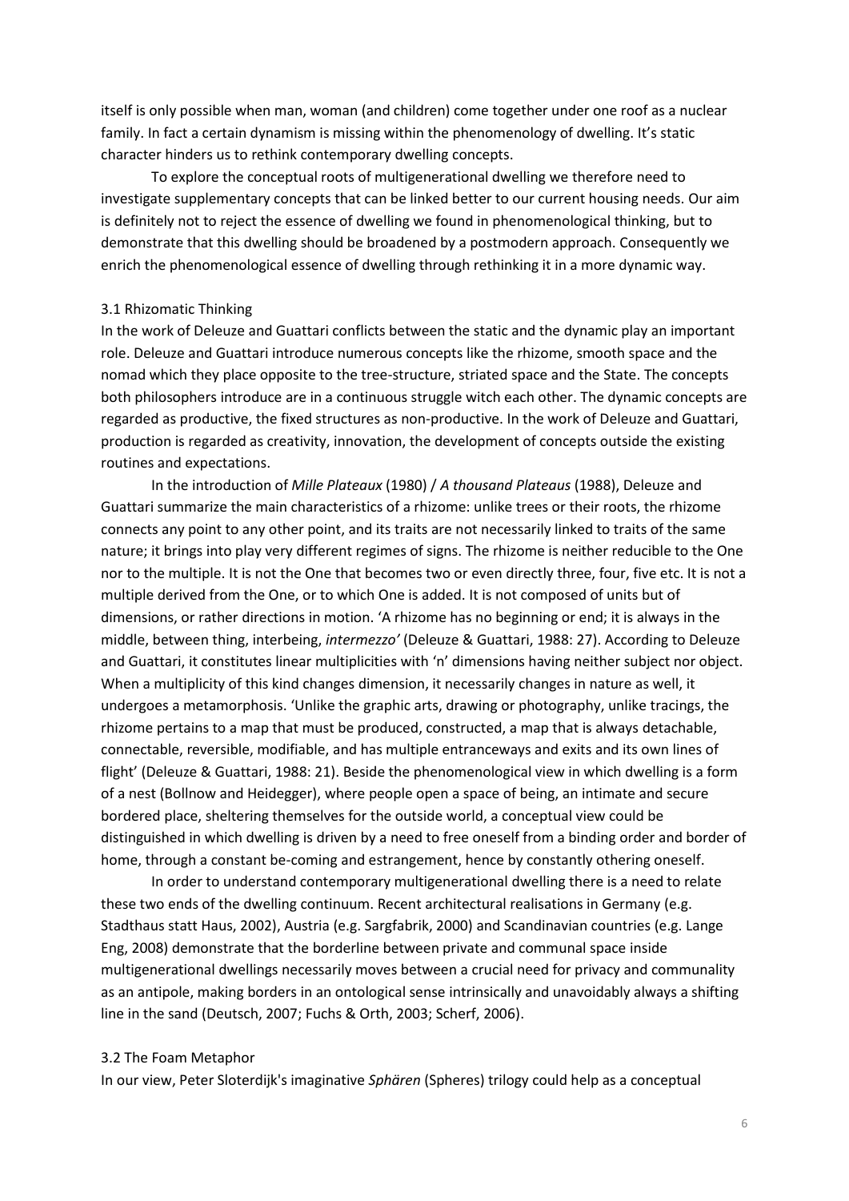itself is only possible when man, woman (and children) come together under one roof as a nuclear family. In fact a certain dynamism is missing within the phenomenology of dwelling. It's static character hinders us to rethink contemporary dwelling concepts.

To explore the conceptual roots of multigenerational dwelling we therefore need to investigate supplementary concepts that can be linked better to our current housing needs. Our aim is definitely not to reject the essence of dwelling we found in phenomenological thinking, but to demonstrate that this dwelling should be broadened by a postmodern approach. Consequently we enrich the phenomenological essence of dwelling through rethinking it in a more dynamic way.

### 3.1 Rhizomatic Thinking

In the work of Deleuze and Guattari conflicts between the static and the dynamic play an important role. Deleuze and Guattari introduce numerous concepts like the rhizome, smooth space and the nomad which they place opposite to the tree-structure, striated space and the State. The concepts both philosophers introduce are in a continuous struggle witch each other. The dynamic concepts are regarded as productive, the fixed structures as non-productive. In the work of Deleuze and Guattari, production is regarded as creativity, innovation, the development of concepts outside the existing routines and expectations.

In the introduction of *Mille Plateaux* (1980) / *A thousand Plateaus* (1988), Deleuze and Guattari summarize the main characteristics of a rhizome: unlike trees or their roots, the rhizome connects any point to any other point, and its traits are not necessarily linked to traits of the same nature; it brings into play very different regimes of signs. The rhizome is neither reducible to the One nor to the multiple. It is not the One that becomes two or even directly three, four, five etc. It is not a multiple derived from the One, or to which One is added. It is not composed of units but of dimensions, or rather directions in motion. 'A rhizome has no beginning or end; it is always in the middle, between thing, interbeing, *intermezzo'* (Deleuze & Guattari, 1988: 27). According to Deleuze and Guattari, it constitutes linear multiplicities with 'n' dimensions having neither subject nor object. When a multiplicity of this kind changes dimension, it necessarily changes in nature as well, it undergoes a metamorphosis. 'Unlike the graphic arts, drawing or photography, unlike tracings, the rhizome pertains to a map that must be produced, constructed, a map that is always detachable, connectable, reversible, modifiable, and has multiple entranceways and exits and its own lines of flight' (Deleuze & Guattari, 1988: 21). Beside the phenomenological view in which dwelling is a form of a nest (Bollnow and Heidegger), where people open a space of being, an intimate and secure bordered place, sheltering themselves for the outside world, a conceptual view could be distinguished in which dwelling is driven by a need to free oneself from a binding order and border of home, through a constant be-coming and estrangement, hence by constantly othering oneself.

In order to understand contemporary multigenerational dwelling there is a need to relate these two ends of the dwelling continuum. Recent architectural realisations in Germany (e.g. Stadthaus statt Haus, 2002), Austria (e.g. Sargfabrik, 2000) and Scandinavian countries (e.g. Lange Eng, 2008) demonstrate that the borderline between private and communal space inside multigenerational dwellings necessarily moves between a crucial need for privacy and communality as an antipole, making borders in an ontological sense intrinsically and unavoidably always a shifting line in the sand (Deutsch, 2007; Fuchs & Orth, 2003; Scherf, 2006).

### 3.2 The Foam Metaphor

In our view, Peter Sloterdijk's imaginative *Sphären* (Spheres) trilogy could help as a conceptual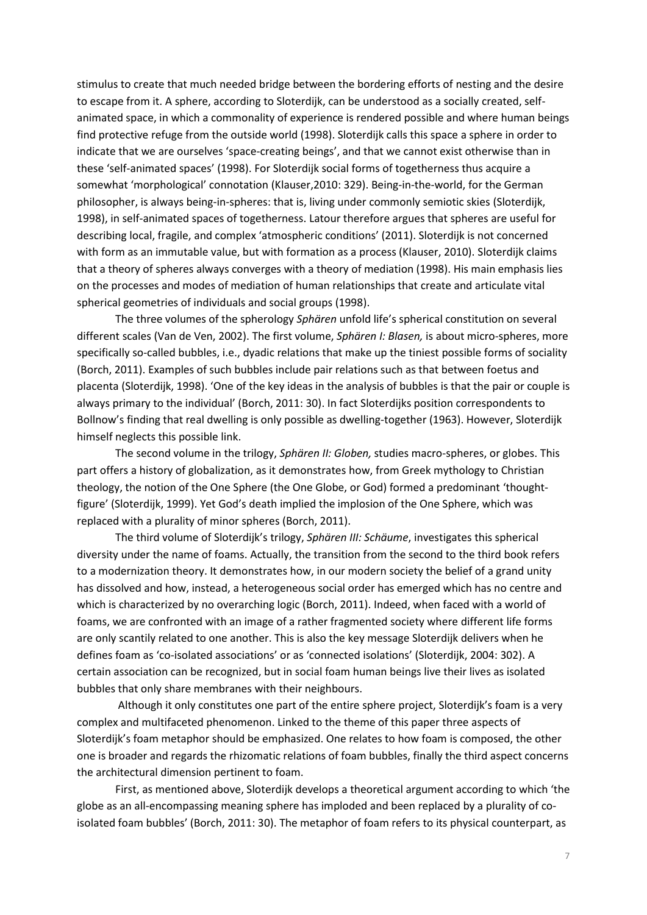stimulus to create that much needed bridge between the bordering efforts of nesting and the desire to escape from it. A sphere, according to Sloterdijk, can be understood as a socially created, self-animated space, in which a commonality of experience is rendered possible and where human beings find protective refuge from the outside world (1998). Sloterdijk calls this space a sphere in order to indicate that we are ourselves 'space-creating beings', and that we cannot exist otherwise than in these 'self-animated spaces' (1998). For Sloterdijk social forms of togetherness thus acquire a somewhat 'morphological' connotation (Klauser,2010: 329). Being-in-the-world, for the German philosopher, is always being-in-spheres: that is, living under commonly semiotic skies (Sloterdijk, 1998), in self-animated spaces of togetherness. Latour therefore argues that spheres are useful for describing local, fragile, and complex 'atmospheric conditions' (2011). Sloterdijk is not concerned with form as an immutable value, but with formation as a process (Klauser, 2010). Sloterdijk claims that a theory of spheres always converges with a theory of mediation (1998). His main emphasis lies on the processes and modes of mediation of human relationships that create and articulate vital spherical geometries of individuals and social groups (1998).

The three volumes of the spherology *Sphären* unfold life's spherical constitution on several different scales (Van de Ven, 2002). The first volume, *Sphären I: Blasen,* is about micro-spheres, more specifically so-called bubbles, i.e., dyadic relations that make up the tiniest possible forms of sociality (Borch, 2011). Examples of such bubbles include pair relations such as that between foetus and placenta (Sloterdijk, 1998). 'One of the key ideas in the analysis of bubbles is that the pair or couple is always primary to the individual' (Borch, 2011: 30). In fact Sloterdijks position correspondents to Bollnow's finding that real dwelling is only possible as dwelling-together (1963). However, Sloterdijk himself neglects this possible link.

The second volume in the trilogy, *Sphären II: Globen,* studies macro-spheres, or globes. This part offers a history of globalization, as it demonstrates how, from Greek mythology to Christian theology, the notion of the One Sphere (the One Globe, or God) formed a predominant 'thought-figure' (Sloterdijk, 1999). Yet God's death implied the implosion of the One Sphere, which was replaced with a plurality of minor spheres (Borch, 2011).

The third volume of Sloterdijk's trilogy, *Sphären III: Schäume*, investigates this spherical diversity under the name of foams. Actually, the transition from the second to the third book refers to a modernization theory. It demonstrates how, in our modern society the belief of a grand unity has dissolved and how, instead, a heterogeneous social order has emerged which has no centre and which is characterized by no overarching logic (Borch, 2011). Indeed, when faced with a world of foams, we are confronted with an image of a rather fragmented society where different life forms are only scantily related to one another. This is also the key message Sloterdijk delivers when he defines foam as 'co-isolated associations' or as 'connected isolations' (Sloterdijk, 2004: 302). A certain association can be recognized, but in social foam human beings live their lives as isolated bubbles that only share membranes with their neighbours.

Although it only constitutes one part of the entire sphere project, Sloterdijk's foam is a very complex and multifaceted phenomenon. Linked to the theme of this paper three aspects of Sloterdijk's foam metaphor should be emphasized. One relates to how foam is composed, the other one is broader and regards the rhizomatic relations of foam bubbles, finally the third aspect concerns the architectural dimension pertinent to foam.

First, as mentioned above, Sloterdijk develops a theoretical argument according to which 'the globe as an all-encompassing meaning sphere has imploded and been replaced by a plurality of co-isolated foam bubbles' (Borch, 2011: 30). The metaphor of foam refers to its physical counterpart, as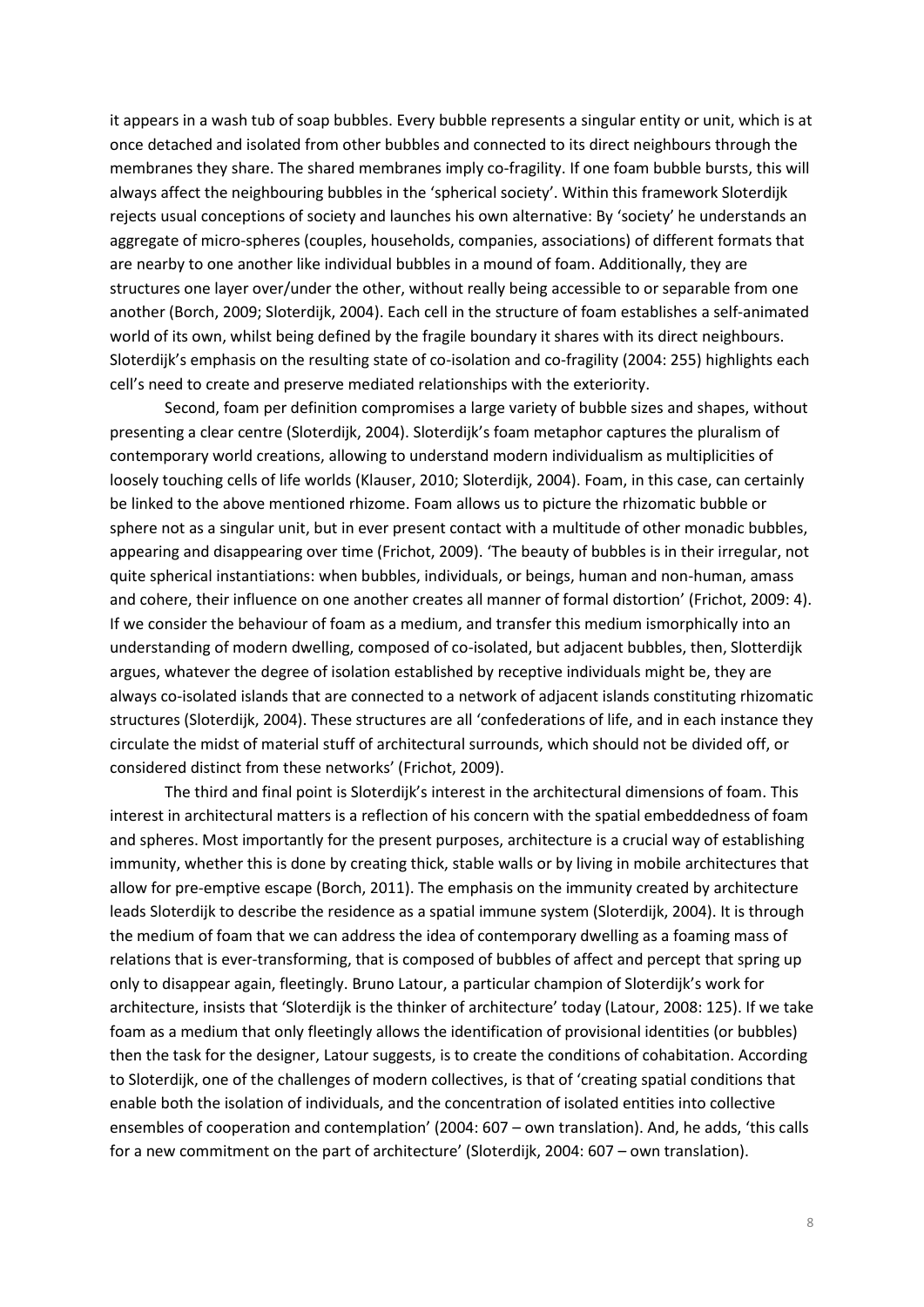it appears in a wash tub of soap bubbles. Every bubble represents a singular entity or unit, which is at once detached and isolated from other bubbles and connected to its direct neighbours through the membranes they share. The shared membranes imply co-fragility. If one foam bubble bursts, this will always affect the neighbouring bubbles in the 'spherical society'. Within this framework Sloterdijk rejects usual conceptions of society and launches his own alternative: By 'society' he understands an aggregate of micro-spheres (couples, households, companies, associations) of different formats that are nearby to one another like individual bubbles in a mound of foam. Additionally, they are structures one layer over/under the other, without really being accessible to or separable from one another (Borch, 2009; Sloterdijk, 2004). Each cell in the structure of foam establishes a self-animated world of its own, whilst being defined by the fragile boundary it shares with its direct neighbours. Sloterdijk's emphasis on the resulting state of co-isolation and co-fragility (2004: 255) highlights each cell's need to create and preserve mediated relationships with the exteriority.

Second, foam per definition compromises a large variety of bubble sizes and shapes, without presenting a clear centre (Sloterdijk, 2004). Sloterdijk's foam metaphor captures the pluralism of contemporary world creations, allowing to understand modern individualism as multiplicities of loosely touching cells of life worlds (Klauser, 2010; Sloterdijk, 2004). Foam, in this case, can certainly be linked to the above mentioned rhizome. Foam allows us to picture the rhizomatic bubble or sphere not as a singular unit, but in ever present contact with a multitude of other monadic bubbles, appearing and disappearing over time (Frichot, 2009). 'The beauty of bubbles is in their irregular, not quite spherical instantiations: when bubbles, individuals, or beings, human and non-human, amass and cohere, their influence on one another creates all manner of formal distortion' (Frichot, 2009: 4). If we consider the behaviour of foam as a medium, and transfer this medium ismorphically into an understanding of modern dwelling, composed of co-isolated, but adjacent bubbles, then, Slotterdijk argues, whatever the degree of isolation established by receptive individuals might be, they are always co-isolated islands that are connected to a network of adjacent islands constituting rhizomatic structures (Sloterdijk, 2004). These structures are all 'confederations of life, and in each instance they circulate the midst of material stuff of architectural surrounds, which should not be divided off, or considered distinct from these networks' (Frichot, 2009).

The third and final point is Sloterdijk's interest in the architectural dimensions of foam. This interest in architectural matters is a reflection of his concern with the spatial embeddedness of foam and spheres. Most importantly for the present purposes, architecture is a crucial way of establishing immunity, whether this is done by creating thick, stable walls or by living in mobile architectures that allow for pre-emptive escape (Borch, 2011). The emphasis on the immunity created by architecture leads Sloterdijk to describe the residence as a spatial immune system (Sloterdijk, 2004). It is through the medium of foam that we can address the idea of contemporary dwelling as a foaming mass of relations that is ever-transforming, that is composed of bubbles of affect and percept that spring up only to disappear again, fleetingly. Bruno Latour, a particular champion of Sloterdijk's work for architecture, insists that 'Sloterdijk is the thinker of architecture' today (Latour, 2008: 125). If we take foam as a medium that only fleetingly allows the identification of provisional identities (or bubbles) then the task for the designer, Latour suggests, is to create the conditions of cohabitation. According to Sloterdijk, one of the challenges of modern collectives, is that of 'creating spatial conditions that enable both the isolation of individuals, and the concentration of isolated entities into collective ensembles of cooperation and contemplation' (2004: 607 – own translation). And, he adds, 'this calls for a new commitment on the part of architecture' (Sloterdijk, 2004: 607 – own translation).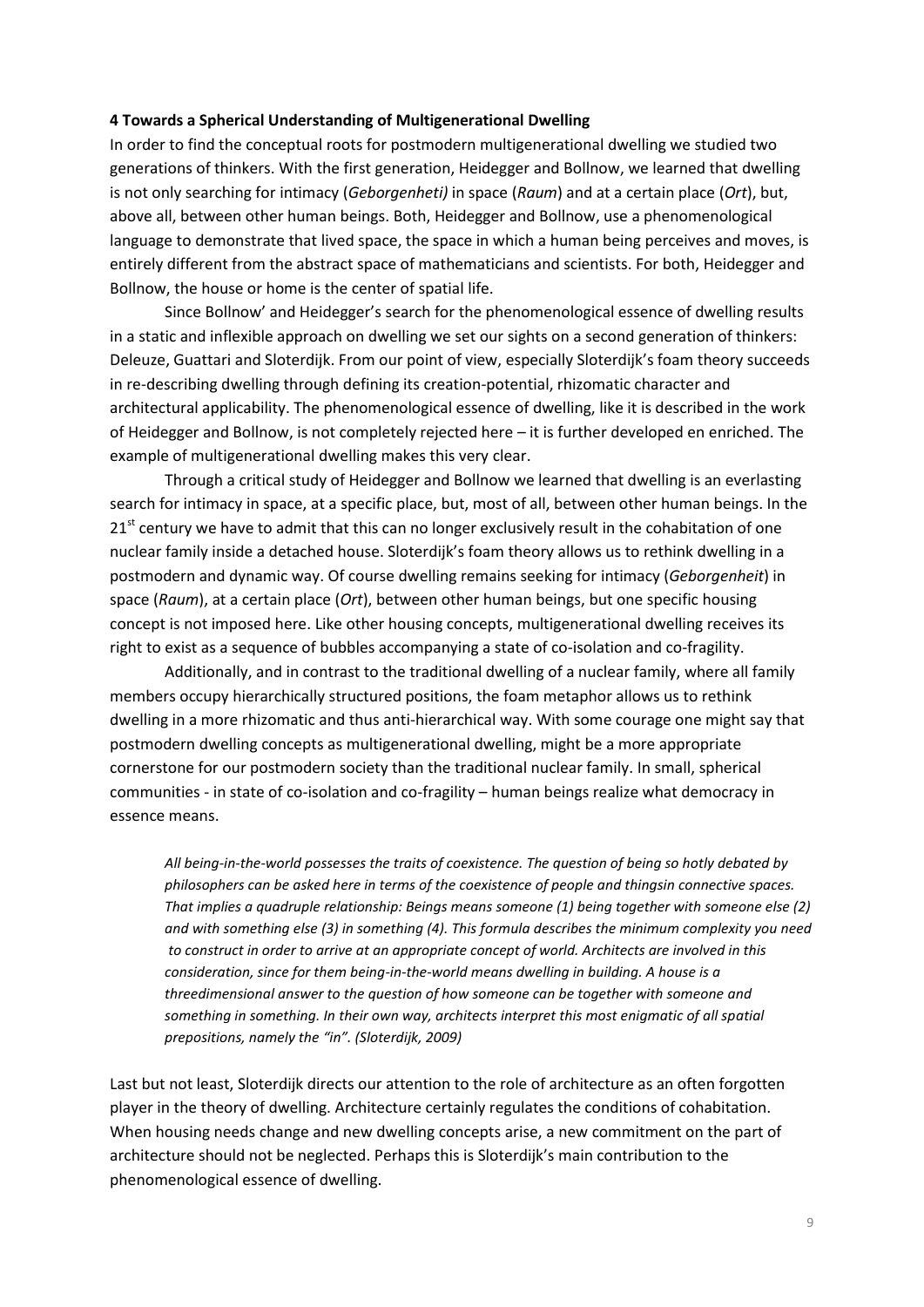#### 4 Towards a Spherical Understanding of Multigenerational Dwelling

In order to find the conceptual roots for postmodern multigenerational dwelling we studied two generations of thinkers. With the first generation, Heidegger and Bollnow, we learned that dwelling is not only searching for intimacy (*Geborgenheti)* in space (*Raum*) and at a certain place (*Ort*), but, above all, between other human beings. Both, Heidegger and Bollnow, use a phenomenological language to demonstrate that lived space, the space in which a human being perceives and moves, is entirely different from the abstract space of mathematicians and scientists. For both, Heidegger and Bollnow, the house or home is the center of spatial life.

Since Bollnow' and Heidegger's search for the phenomenological essence of dwelling results in a static and inflexible approach on dwelling we set our sights on a second generation of thinkers: Deleuze, Guattari and Sloterdijk. From our point of view, especially Sloterdijk's foam theory succeeds in re-describing dwelling through defining its creation-potential, rhizomatic character and architectural applicability. The phenomenological essence of dwelling, like it is described in the work of Heidegger and Bollnow, is not completely rejected here – it is further developed en enriched. The example of multigenerational dwelling makes this very clear.

Through a critical study of Heidegger and Bollnow we learned that dwelling is an everlasting search for intimacy in space, at a specific place, but, most of all, between other human beings. In the 21st century we have to admit that this can no longer exclusively result in the cohabitation of one nuclear family inside a detached house. Sloterdijk's foam theory allows us to rethink dwelling in a postmodern and dynamic way. Of course dwelling remains seeking for intimacy (*Geborgenheit*) in space (*Raum*), at a certain place (*Ort*), between other human beings, but one specific housing concept is not imposed here. Like other housing concepts, multigenerational dwelling receives its right to exist as a sequence of bubbles accompanying a state of co-isolation and co-fragility.

Additionally, and in contrast to the traditional dwelling of a nuclear family, where all family members occupy hierarchically structured positions, the foam metaphor allows us to rethink dwelling in a more rhizomatic and thus anti-hierarchical way. With some courage one might say that postmodern dwelling concepts as multigenerational dwelling, might be a more appropriate cornerstone for our postmodern society than the traditional nuclear family. In small, spherical communities - in state of co-isolation and co-fragility – human beings realize what democracy in essence means.

> *All being-in-the-world possesses the traits of coexistence. The question of being so hotly debated by philosophers can be asked here in terms of the coexistence of people and thingsin connective spaces. That implies a quadruple relationship: Beings means someone (1) being together with someone else (2) and with something else (3) in something (4). This formula describes the minimum complexity you need to construct in order to arrive at an appropriate concept of world. Architects are involved in this consideration, since for them being-in-the-world means dwelling in building. A house is a threedimensional answer to the question of how someone can be together with someone and something in something. In their own way, architects interpret this most enigmatic of all spatial prepositions, namely the "in". (Sloterdijk, 2009)*

Last but not least, Sloterdijk directs our attention to the role of architecture as an often forgotten player in the theory of dwelling. Architecture certainly regulates the conditions of cohabitation. When housing needs change and new dwelling concepts arise, a new commitment on the part of architecture should not be neglected. Perhaps this is Sloterdijk's main contribution to the phenomenological essence of dwelling.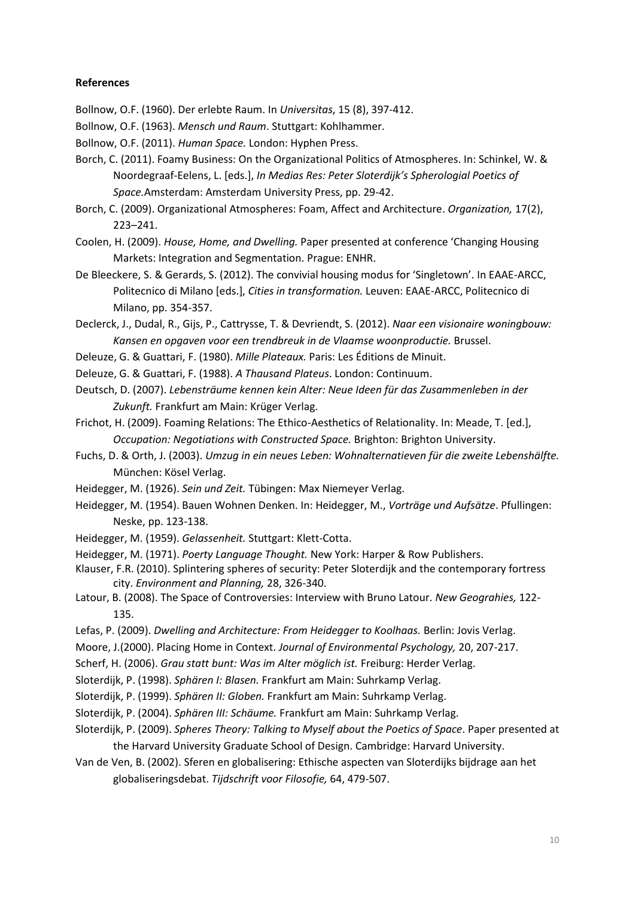**References**

Bollnow, O.F. (1960). Der erlebte Raum. In *Universitas*, 15 (8), 397-412.

Bollnow, O.F. (1963). *Mensch und Raum*. Stuttgart: Kohlhammer.

Bollnow, O.F. (2011). *Human Space.* London: Hyphen Press.

Borch, C. (2011). Foamy Business: On the Organizational Politics of Atmospheres. In: Schinkel, W. & Noordegraaf-Eelens, L. [eds.], *In Medias Res: Peter Sloterdijk's Spherologial Poetics of Space.*Amsterdam: Amsterdam University Press, pp. 29-42.

Borch, C. (2009). Organizational Atmospheres: Foam, Affect and Architecture. *Organization,* 17(2), 223–241.

Coolen, H. (2009). *House, Home, and Dwelling.* Paper presented at conference 'Changing Housing Markets: Integration and Segmentation. Prague: ENHR.

De Bleeckere, S. & Gerards, S. (2012). The convivial housing modus for 'Singletown'. In EAAE-ARCC, Politecnico di Milano [eds.], *Cities in transformation.* Leuven: EAAE-ARCC, Politecnico di Milano, pp. 354-357.

Declerck, J., Dudal, R., Gijs, P., Cattrysse, T. & Devriendt, S. (2012). *Naar een visionaire woningbouw: Kansen en opgaven voor een trendbreuk in de Vlaamse woonproductie.* Brussel.

Deleuze, G. & Guattari, F. (1980). *Mille Plateaux.* Paris: Les Éditions de Minuit.

Deleuze, G. & Guattari, F. (1988). *A Thausand Plateus*. London: Continuum.

Deutsch, D. (2007). *Lebensträume kennen kein Alter: Neue Ideen für das Zusammenleben in der Zukunft.* Frankfurt am Main: Krüger Verlag.

Frichot, H. (2009). Foaming Relations: The Ethico-Aesthetics of Relationality. In: Meade, T. [ed.], *Occupation: Negotiations with Constructed Space.* Brighton: Brighton University.

Fuchs, D. & Orth, J. (2003). *Umzug in ein neues Leben: Wohnalternatieven für die zweite Lebenshälfte.* München: Kösel Verlag.

Heidegger, M. (1926). *Sein und Zeit.* Tübingen: Max Niemeyer Verlag.

Heidegger, M. (1954). Bauen Wohnen Denken. In: Heidegger, M., *Vorträge und Aufsätze*. Pfullingen: Neske, pp. 123-138.

Heidegger, M. (1959). *Gelassenheit.* Stuttgart: Klett-Cotta.

Heidegger, M. (1971). *Poerty Language Thought.* New York: Harper & Row Publishers.

Klauser, F.R. (2010). Splintering spheres of security: Peter Sloterdijk and the contemporary fortress city. *Environment and Planning,* 28, 326-340.

Latour, B. (2008). The Space of Controversies: Interview with Bruno Latour. *New Geograhies,* 122-135.

Lefas, P. (2009). *Dwelling and Architecture: From Heidegger to Koolhaas.* Berlin: Jovis Verlag.

Moore, J.(2000). Placing Home in Context. *Journal of Environmental Psychology,* 20, 207-217.

Scherf, H. (2006). *Grau statt bunt: Was im Alter möglich ist.* Freiburg: Herder Verlag.

Sloterdijk, P. (1998). *Sphären I: Blasen.* Frankfurt am Main: Suhrkamp Verlag.

Sloterdijk, P. (1999). *Sphären II: Globen.* Frankfurt am Main: Suhrkamp Verlag.

Sloterdijk, P. (2004). *Sphären III: Schäume.* Frankfurt am Main: Suhrkamp Verlag.

Sloterdijk, P. (2009). *Spheres Theory: Talking to Myself about the Poetics of Space*. Paper presented at the Harvard University Graduate School of Design. Cambridge: Harvard University.

Van de Ven, B. (2002). Sferen en globalisering: Ethische aspecten van Sloterdijks bijdrage aan het globaliseringsdebat. *Tijdschrift voor Filosofie,* 64, 479-507.